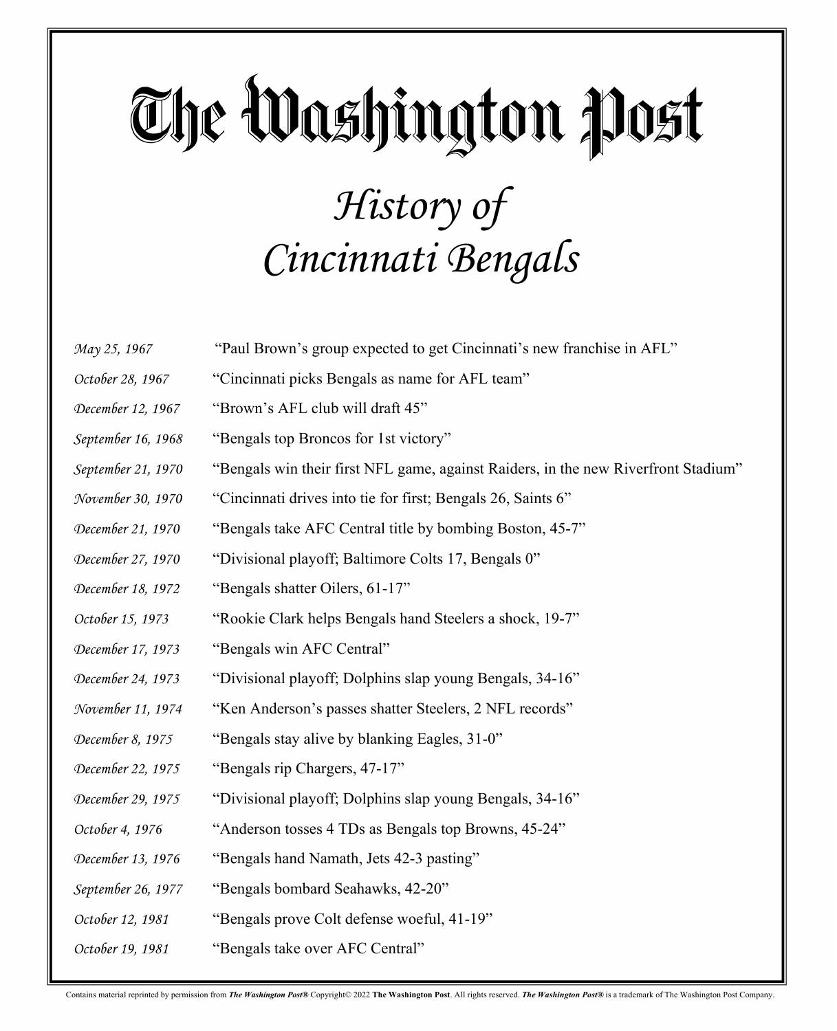# The Washington Post

## *History of Cincinnati Bengals*

| | |
|---|---|
| *May 25, 1967* | "Paul Brown's group expected to get Cincinnati's new franchise in AFL" |
| *October 28, 1967* | "Cincinnati picks Bengals as name for AFL team" |
| *December 12, 1967* | "Brown's AFL club will draft 45" |
| *September 16, 1968* | "Bengals top Broncos for 1st victory" |
| *September 21, 1970* | "Bengals win their first NFL game, against Raiders, in the new Riverfront Stadium" |
| *November 30, 1970* | "Cincinnati drives into tie for first; Bengals 26, Saints 6" |
| *December 21, 1970* | "Bengals take AFC Central title by bombing Boston, 45-7" |
| *December 27, 1970* | "Divisional playoff; Baltimore Colts 17, Bengals 0" |
| *December 18, 1972* | "Bengals shatter Oilers, 61-17" |
| *October 15, 1973* | "Rookie Clark helps Bengals hand Steelers a shock, 19-7" |
| *December 17, 1973* | "Bengals win AFC Central" |
| *December 24, 1973* | "Divisional playoff; Dolphins slap young Bengals, 34-16" |
| *November 11, 1974* | "Ken Anderson's passes shatter Steelers, 2 NFL records" |
| *December 8, 1975* | "Bengals stay alive by blanking Eagles, 31-0" |
| *December 22, 1975* | "Bengals rip Chargers, 47-17" |
| *December 29, 1975* | "Divisional playoff; Dolphins slap young Bengals, 34-16" |
| *October 4, 1976* | "Anderson tosses 4 TDs as Bengals top Browns, 45-24" |
| *December 13, 1976* | "Bengals hand Namath, Jets 42-3 pasting" |
| *September 26, 1977* | "Bengals bombard Seahawks, 42-20" |
| *October 12, 1981* | "Bengals prove Colt defense woeful, 41-19" |
| *October 19, 1981* | "Bengals take over AFC Central" |

Contains material reprinted by permission from ***The Washington Post®*** Copyright© 2022 **The Washington Post**. All rights reserved. ***The Washington Post®*** is a trademark of The Washington Post Company.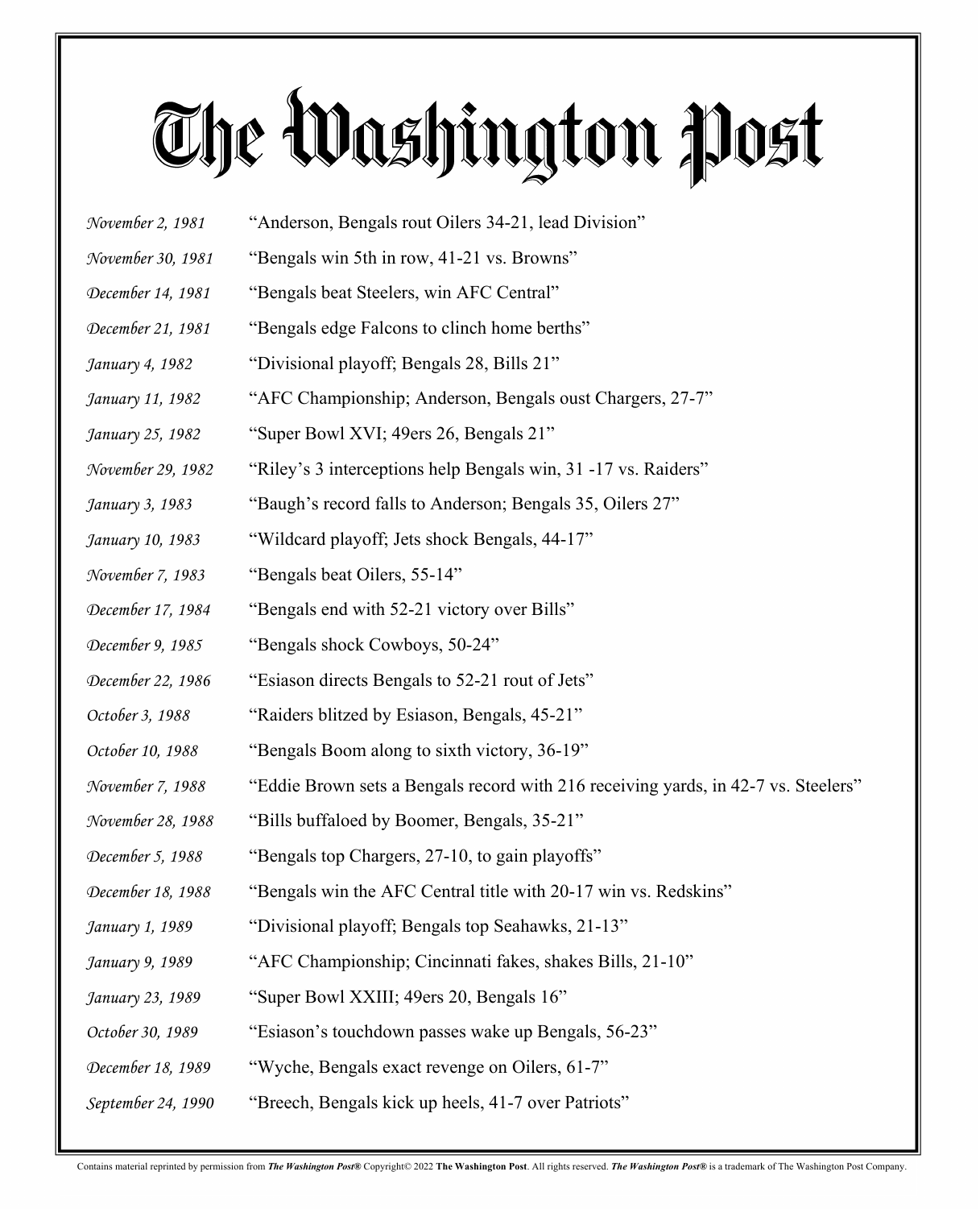# The Washington Post

| | |
|---|---|
| *November 2, 1981* | "Anderson, Bengals rout Oilers 34-21, lead Division" |
| *November 30, 1981* | "Bengals win 5th in row, 41-21 vs. Browns" |
| *December 14, 1981* | "Bengals beat Steelers, win AFC Central" |
| *December 21, 1981* | "Bengals edge Falcons to clinch home berths" |
| *January 4, 1982* | "Divisional playoff; Bengals 28, Bills 21" |
| *January 11, 1982* | "AFC Championship; Anderson, Bengals oust Chargers, 27-7" |
| *January 25, 1982* | "Super Bowl XVI; 49ers 26, Bengals 21" |
| *November 29, 1982* | "Riley's 3 interceptions help Bengals win, 31 -17 vs. Raiders" |
| *January 3, 1983* | "Baugh's record falls to Anderson; Bengals 35, Oilers 27" |
| *January 10, 1983* | "Wildcard playoff; Jets shock Bengals, 44-17" |
| *November 7, 1983* | "Bengals beat Oilers, 55-14" |
| *December 17, 1984* | "Bengals end with 52-21 victory over Bills" |
| *December 9, 1985* | "Bengals shock Cowboys, 50-24" |
| *December 22, 1986* | "Esiason directs Bengals to 52-21 rout of Jets" |
| *October 3, 1988* | "Raiders blitzed by Esiason, Bengals, 45-21" |
| *October 10, 1988* | "Bengals Boom along to sixth victory, 36-19" |
| *November 7, 1988* | "Eddie Brown sets a Bengals record with 216 receiving yards, in 42-7 vs. Steelers" |
| *November 28, 1988* | "Bills buffaloed by Boomer, Bengals, 35-21" |
| *December 5, 1988* | "Bengals top Chargers, 27-10, to gain playoffs" |
| *December 18, 1988* | "Bengals win the AFC Central title with 20-17 win vs. Redskins" |
| *January 1, 1989* | "Divisional playoff; Bengals top Seahawks, 21-13" |
| *January 9, 1989* | "AFC Championship; Cincinnati fakes, shakes Bills, 21-10" |
| *January 23, 1989* | "Super Bowl XXIII; 49ers 20, Bengals 16" |
| *October 30, 1989* | "Esiason's touchdown passes wake up Bengals, 56-23" |
| *December 18, 1989* | "Wyche, Bengals exact revenge on Oilers, 61-7" |
| *September 24, 1990* | "Breech, Bengals kick up heels, 41-7 over Patriots" |

Contains material reprinted by permission from ***The Washington Post®*** Copyright© 2022 **The Washington Post**. All rights reserved. ***The Washington Post®*** is a trademark of The Washington Post Company.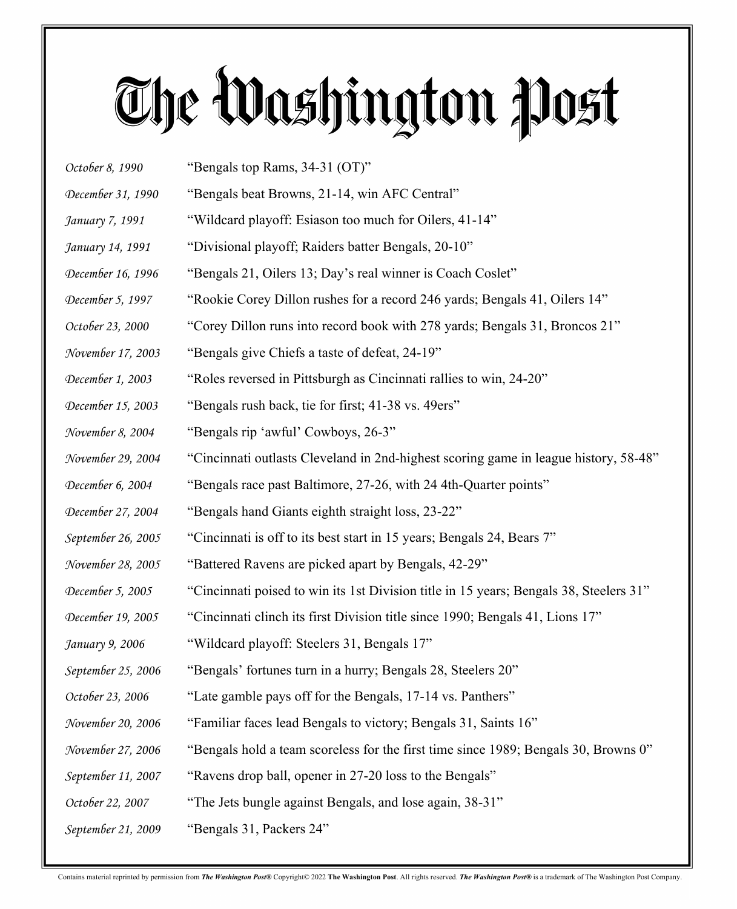# The Washington Post

| | |
|---|---|
| *October 8, 1990* | "Bengals top Rams, 34-31 (OT)" |
| *December 31, 1990* | "Bengals beat Browns, 21-14, win AFC Central" |
| *January 7, 1991* | "Wildcard playoff: Esiason too much for Oilers, 41-14" |
| *January 14, 1991* | "Divisional playoff; Raiders batter Bengals, 20-10" |
| *December 16, 1996* | "Bengals 21, Oilers 13; Day's real winner is Coach Coslet" |
| *December 5, 1997* | "Rookie Corey Dillon rushes for a record 246 yards; Bengals 41, Oilers 14" |
| *October 23, 2000* | "Corey Dillon runs into record book with 278 yards; Bengals 31, Broncos 21" |
| *November 17, 2003* | "Bengals give Chiefs a taste of defeat, 24-19" |
| *December 1, 2003* | "Roles reversed in Pittsburgh as Cincinnati rallies to win, 24-20" |
| *December 15, 2003* | "Bengals rush back, tie for first; 41-38 vs. 49ers" |
| *November 8, 2004* | "Bengals rip 'awful' Cowboys, 26-3" |
| *November 29, 2004* | "Cincinnati outlasts Cleveland in 2nd-highest scoring game in league history, 58-48" |
| *December 6, 2004* | "Bengals race past Baltimore, 27-26, with 24 4th-Quarter points" |
| *December 27, 2004* | "Bengals hand Giants eighth straight loss, 23-22" |
| *September 26, 2005* | "Cincinnati is off to its best start in 15 years; Bengals 24, Bears 7" |
| *November 28, 2005* | "Battered Ravens are picked apart by Bengals, 42-29" |
| *December 5, 2005* | "Cincinnati poised to win its 1st Division title in 15 years; Bengals 38, Steelers 31" |
| *December 19, 2005* | "Cincinnati clinch its first Division title since 1990; Bengals 41, Lions 17" |
| *January 9, 2006* | "Wildcard playoff: Steelers 31, Bengals 17" |
| *September 25, 2006* | "Bengals' fortunes turn in a hurry; Bengals 28, Steelers 20" |
| *October 23, 2006* | "Late gamble pays off for the Bengals, 17-14 vs. Panthers" |
| *November 20, 2006* | "Familiar faces lead Bengals to victory; Bengals 31, Saints 16" |
| *November 27, 2006* | "Bengals hold a team scoreless for the first time since 1989; Bengals 30, Browns 0" |
| *September 11, 2007* | "Ravens drop ball, opener in 27-20 loss to the Bengals" |
| *October 22, 2007* | "The Jets bungle against Bengals, and lose again, 38-31" |
| *September 21, 2009* | "Bengals 31, Packers 24" |

Contains material reprinted by permission from ***The Washington Post®*** Copyright© 2022 **The Washington Post**. All rights reserved. ***The Washington Post®*** is a trademark of The Washington Post Company.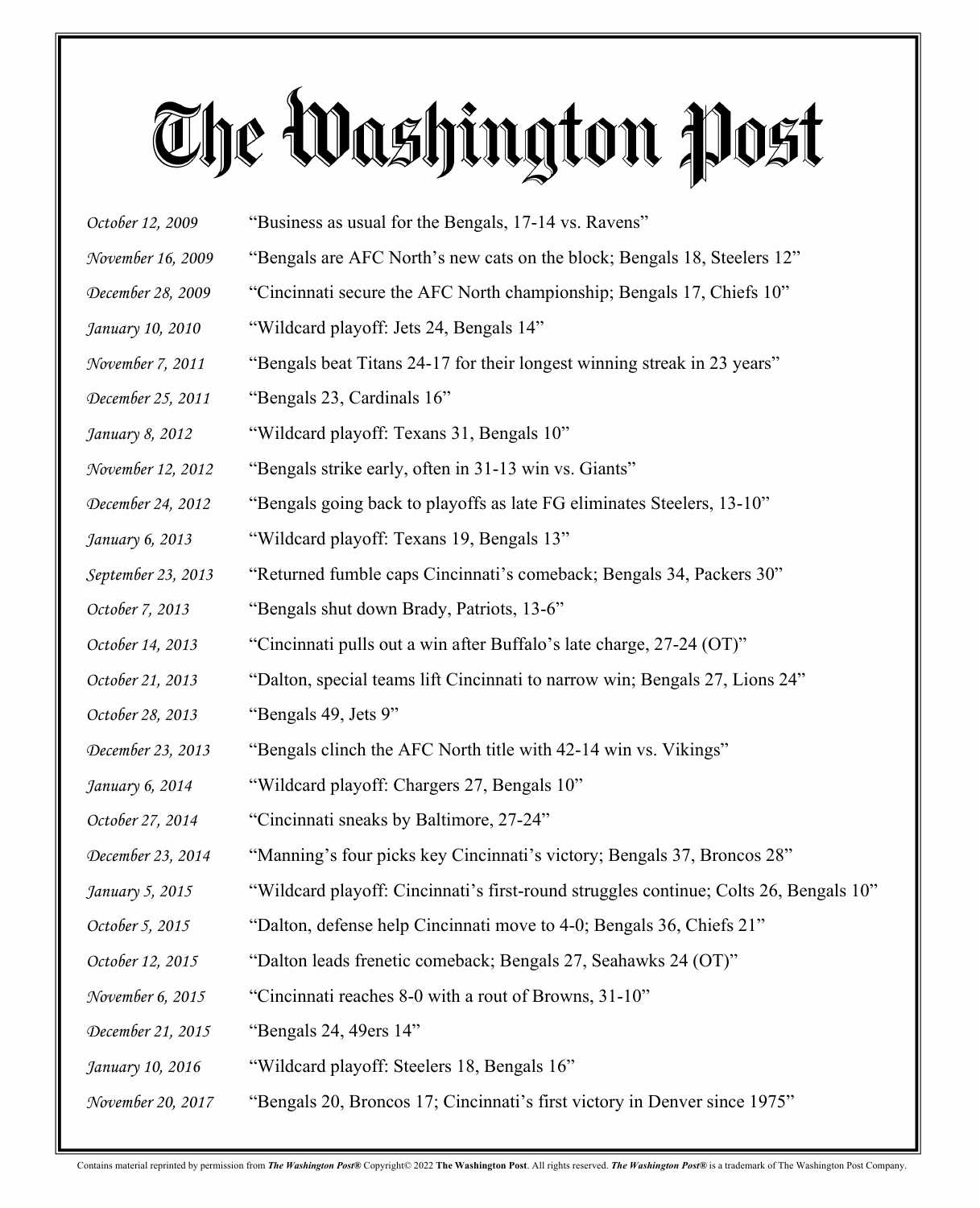# The Washington Post

| | |
|---|---|
| *October 12, 2009* | "Business as usual for the Bengals, 17-14 vs. Ravens" |
| *November 16, 2009* | "Bengals are AFC North's new cats on the block; Bengals 18, Steelers 12" |
| *December 28, 2009* | "Cincinnati secure the AFC North championship; Bengals 17, Chiefs 10" |
| *January 10, 2010* | "Wildcard playoff: Jets 24, Bengals 14" |
| *November 7, 2011* | "Bengals beat Titans 24-17 for their longest winning streak in 23 years" |
| *December 25, 2011* | "Bengals 23, Cardinals 16" |
| *January 8, 2012* | "Wildcard playoff: Texans 31, Bengals 10" |
| *November 12, 2012* | "Bengals strike early, often in 31-13 win vs. Giants" |
| *December 24, 2012* | "Bengals going back to playoffs as late FG eliminates Steelers, 13-10" |
| *January 6, 2013* | "Wildcard playoff: Texans 19, Bengals 13" |
| *September 23, 2013* | "Returned fumble caps Cincinnati's comeback; Bengals 34, Packers 30" |
| *October 7, 2013* | "Bengals shut down Brady, Patriots, 13-6" |
| *October 14, 2013* | "Cincinnati pulls out a win after Buffalo's late charge, 27-24 (OT)" |
| *October 21, 2013* | "Dalton, special teams lift Cincinnati to narrow win; Bengals 27, Lions 24" |
| *October 28, 2013* | "Bengals 49, Jets 9" |
| *December 23, 2013* | "Bengals clinch the AFC North title with 42-14 win vs. Vikings" |
| *January 6, 2014* | "Wildcard playoff: Chargers 27, Bengals 10" |
| *October 27, 2014* | "Cincinnati sneaks by Baltimore, 27-24" |
| *December 23, 2014* | "Manning's four picks key Cincinnati's victory; Bengals 37, Broncos 28" |
| *January 5, 2015* | "Wildcard playoff: Cincinnati's first-round struggles continue; Colts 26, Bengals 10" |
| *October 5, 2015* | "Dalton, defense help Cincinnati move to 4-0; Bengals 36, Chiefs 21" |
| *October 12, 2015* | "Dalton leads frenetic comeback; Bengals 27, Seahawks 24 (OT)" |
| *November 6, 2015* | "Cincinnati reaches 8-0 with a rout of Browns, 31-10" |
| *December 21, 2015* | "Bengals 24, 49ers 14" |
| *January 10, 2016* | "Wildcard playoff: Steelers 18, Bengals 16" |
| *November 20, 2017* | "Bengals 20, Broncos 17; Cincinnati's first victory in Denver since 1975" |

Contains material reprinted by permission from ***The Washington Post®*** Copyright© 2022 **The Washington Post**. All rights reserved. ***The Washington Post®*** is a trademark of The Washington Post Company.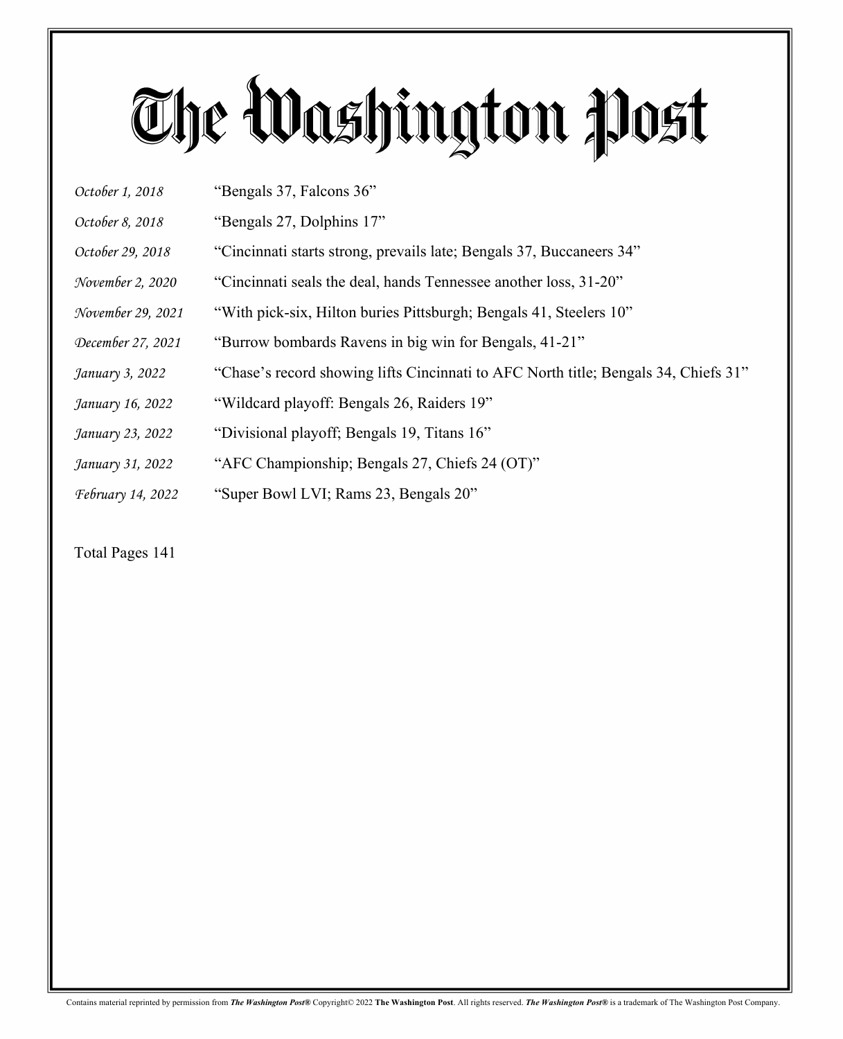# The Washington Post

| | |
|---|---|
| *October 1, 2018* | "Bengals 37, Falcons 36" |
| *October 8, 2018* | "Bengals 27, Dolphins 17" |
| *October 29, 2018* | "Cincinnati starts strong, prevails late; Bengals 37, Buccaneers 34" |
| *November 2, 2020* | "Cincinnati seals the deal, hands Tennessee another loss, 31-20" |
| *November 29, 2021* | "With pick-six, Hilton buries Pittsburgh; Bengals 41, Steelers 10" |
| *December 27, 2021* | "Burrow bombards Ravens in big win for Bengals, 41-21" |
| *January 3, 2022* | "Chase's record showing lifts Cincinnati to AFC North title; Bengals 34, Chiefs 31" |
| *January 16, 2022* | "Wildcard playoff: Bengals 26, Raiders 19" |
| *January 23, 2022* | "Divisional playoff; Bengals 19, Titans 16" |
| *January 31, 2022* | "AFC Championship; Bengals 27, Chiefs 24 (OT)" |
| *February 14, 2022* | "Super Bowl LVI; Rams 23, Bengals 20" |

Total Pages 141

Contains material reprinted by permission from ***The Washington Post®*** Copyright© 2022 **The Washington Post**. All rights reserved. ***The Washington Post®*** is a trademark of The Washington Post Company.